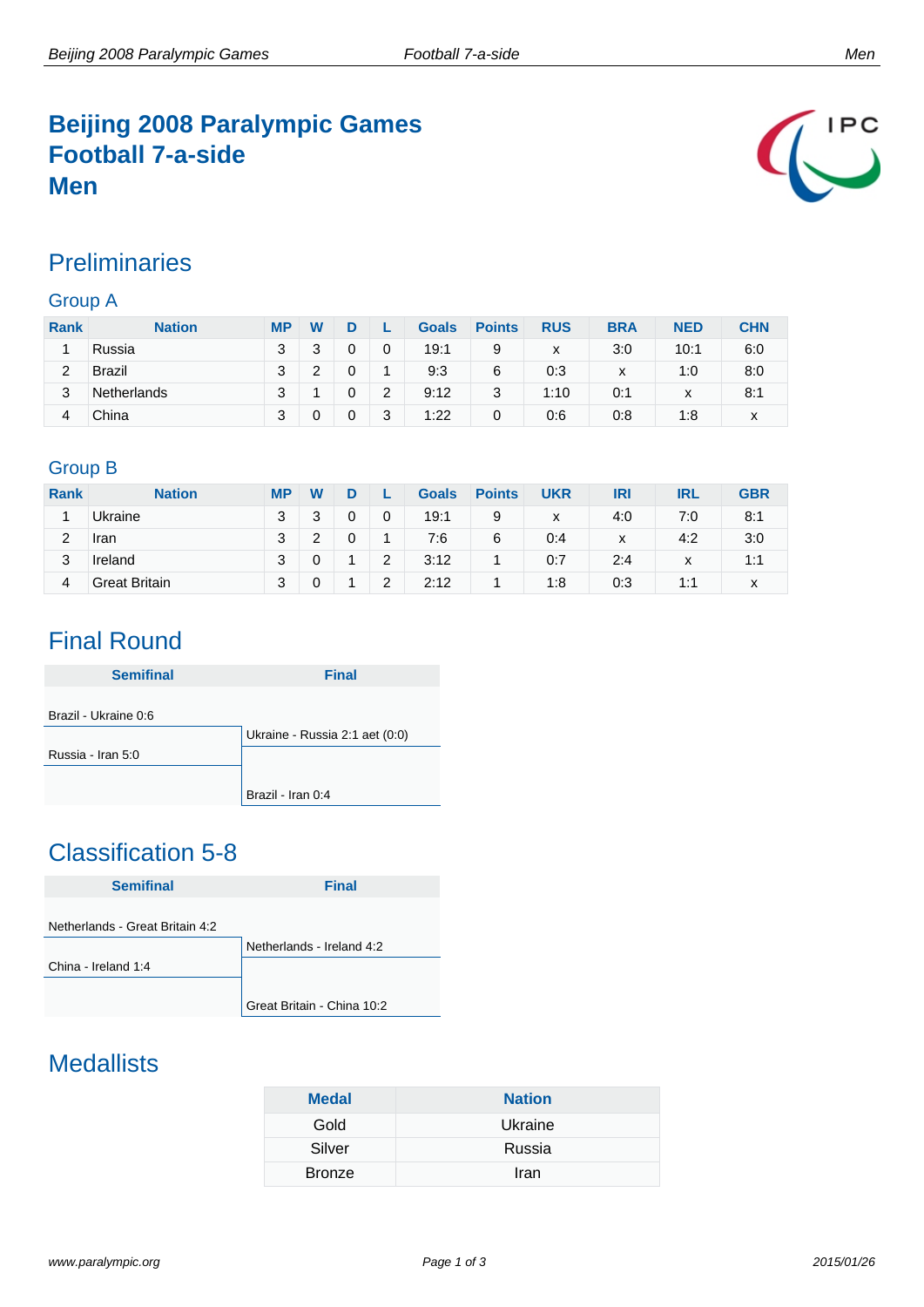# Beijing 2008 Paralympic Games
# Football 7-a-side
# Men

## Preliminaries

### Group A

| Rank | Nation | MP | W | D | L | Goals | Points | RUS | BRA | NED | CHN |
|---|---|---|---|---|---|---|---|---|---|---|---|
| 1 | Russia | 3 | 3 | 0 | 0 | 19:1 | 9 | x | 3:0 | 10:1 | 6:0 |
| 2 | Brazil | 3 | 2 | 0 | 1 | 9:3 | 6 | 0:3 | x | 1:0 | 8:0 |
| 3 | Netherlands | 3 | 1 | 0 | 2 | 9:12 | 3 | 1:10 | 0:1 | x | 8:1 |
| 4 | China | 3 | 0 | 0 | 3 | 1:22 | 0 | 0:6 | 0:8 | 1:8 | x |

### Group B

| Rank | Nation | MP | W | D | L | Goals | Points | UKR | IRI | IRL | GBR |
|---|---|---|---|---|---|---|---|---|---|---|---|
| 1 | Ukraine | 3 | 3 | 0 | 0 | 19:1 | 9 | x | 4:0 | 7:0 | 8:1 |
| 2 | Iran | 3 | 2 | 0 | 1 | 7:6 | 6 | 0:4 | x | 4:2 | 3:0 |
| 3 | Ireland | 3 | 0 | 1 | 2 | 3:12 | 1 | 0:7 | 2:4 | x | 1:1 |
| 4 | Great Britain | 3 | 0 | 1 | 2 | 2:12 | 1 | 1:8 | 0:3 | 1:1 | x |

## Final Round

| Semifinal | Final |
|---|---|
| Brazil - Ukraine 0:6 | |
| | Ukraine - Russia 2:1 aet (0:0) |
| Russia - Iran 5:0 | |
| | Brazil - Iran 0:4 |

## Classification 5-8

| Semifinal | Final |
|---|---|
| Netherlands - Great Britain 4:2 | |
| | Netherlands - Ireland 4:2 |
| China - Ireland 1:4 | |
| | Great Britain - China 10:2 |

## Medallists

| Medal | Nation |
|---|---|
| Gold | Ukraine |
| Silver | Russia |
| Bronze | Iran |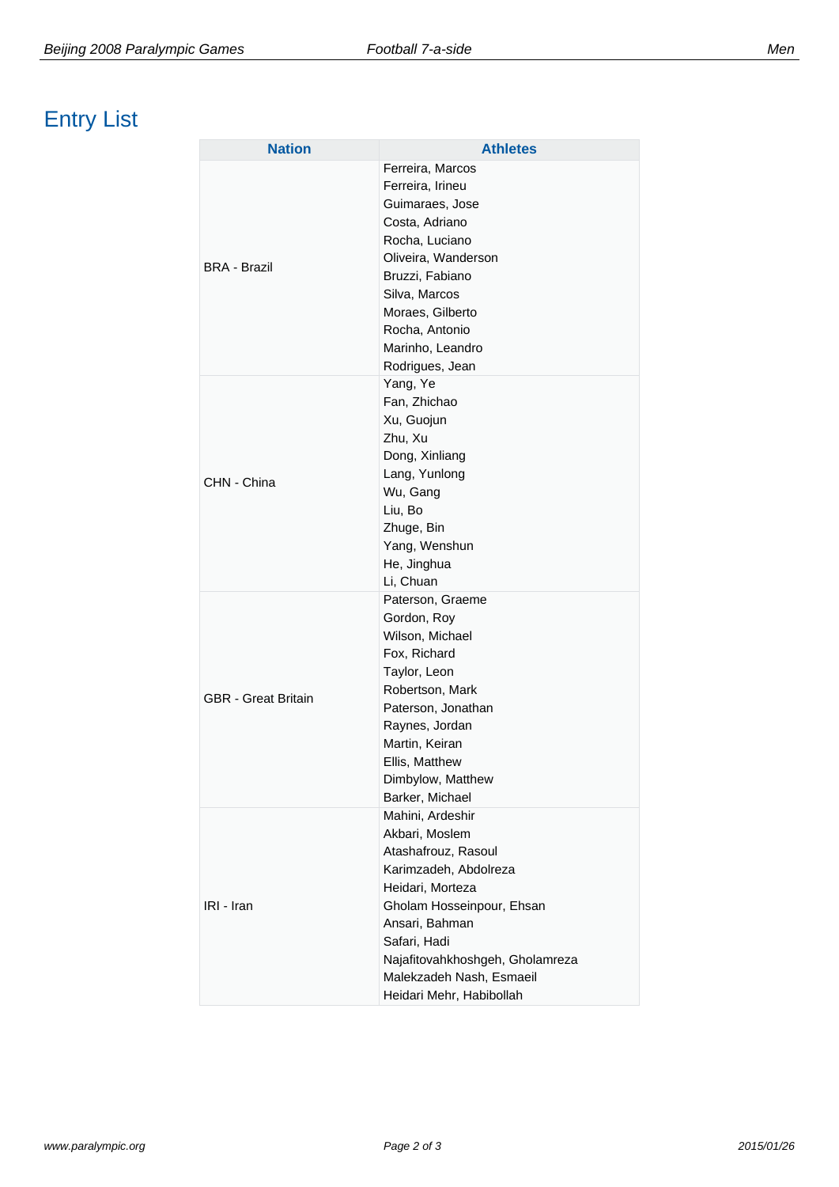# Entry List

| Nation | Athletes |
|---|---|
| BRA - Brazil | Ferreira, Marcos |
| | Ferreira, Irineu |
| | Guimaraes, Jose |
| | Costa, Adriano |
| | Rocha, Luciano |
| | Oliveira, Wanderson |
| | Bruzzi, Fabiano |
| | Silva, Marcos |
| | Moraes, Gilberto |
| | Rocha, Antonio |
| | Marinho, Leandro |
| | Rodrigues, Jean |
| CHN - China | Yang, Ye |
| | Fan, Zhichao |
| | Xu, Guojun |
| | Zhu, Xu |
| | Dong, Xinliang |
| | Lang, Yunlong |
| | Wu, Gang |
| | Liu, Bo |
| | Zhuge, Bin |
| | Yang, Wenshun |
| | He, Jinghua |
| | Li, Chuan |
| GBR - Great Britain | Paterson, Graeme |
| | Gordon, Roy |
| | Wilson, Michael |
| | Fox, Richard |
| | Taylor, Leon |
| | Robertson, Mark |
| | Paterson, Jonathan |
| | Raynes, Jordan |
| | Martin, Keiran |
| | Ellis, Matthew |
| | Dimbylow, Matthew |
| | Barker, Michael |
| IRI - Iran | Mahini, Ardeshir |
| | Akbari, Moslem |
| | Atashafrouz, Rasoul |
| | Karimzadeh, Abdolreza |
| | Heidari, Morteza |
| | Gholam Hosseinpour, Ehsan |
| | Ansari, Bahman |
| | Safari, Hadi |
| | Najafitovahkhoshgeh, Gholamreza |
| | Malekzadeh Nash, Esmaeil |
| | Heidari Mehr, Habibollah |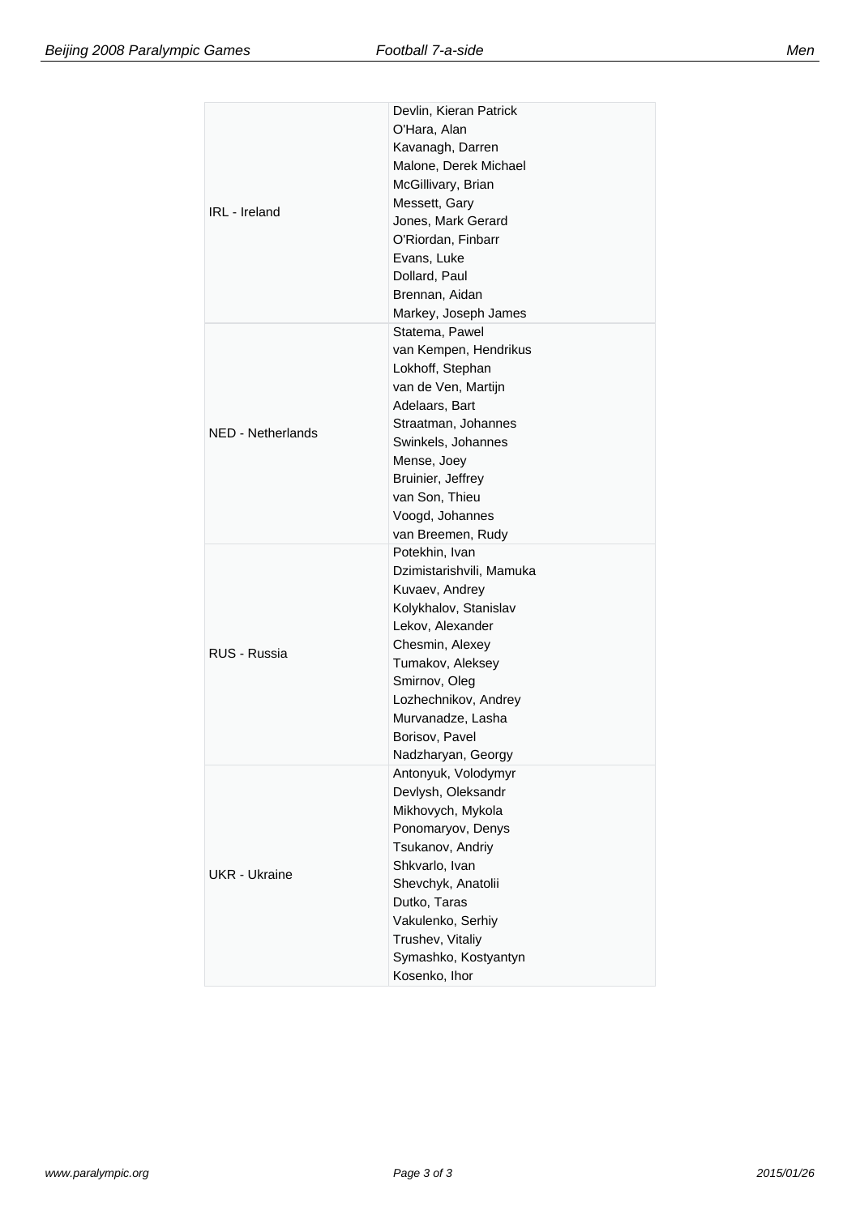| | |
|---|---|
| IRL - Ireland | Devlin, Kieran Patrick<br>O'Hara, Alan<br>Kavanagh, Darren<br>Malone, Derek Michael<br>McGillivary, Brian<br>Messett, Gary<br>Jones, Mark Gerard<br>O'Riordan, Finbarr<br>Evans, Luke<br>Dollard, Paul<br>Brennan, Aidan<br>Markey, Joseph James |
| NED - Netherlands | Statema, Pawel<br>van Kempen, Hendrikus<br>Lokhoff, Stephan<br>van de Ven, Martijn<br>Adelaars, Bart<br>Straatman, Johannes<br>Swinkels, Johannes<br>Mense, Joey<br>Bruinier, Jeffrey<br>van Son, Thieu<br>Voogd, Johannes<br>van Breemen, Rudy |
| RUS - Russia | Potekhin, Ivan<br>Dzimistarishvili, Mamuka<br>Kuvaev, Andrey<br>Kolykhalov, Stanislav<br>Lekov, Alexander<br>Chesmin, Alexey<br>Tumakov, Aleksey<br>Smirnov, Oleg<br>Lozhechnikov, Andrey<br>Murvanadze, Lasha<br>Borisov, Pavel<br>Nadzharyan, Georgy |
| UKR - Ukraine | Antonyuk, Volodymyr<br>Devlysh, Oleksandr<br>Mikhovych, Mykola<br>Ponomaryov, Denys<br>Tsukanov, Andriy<br>Shkvarlo, Ivan<br>Shevchyk, Anatolii<br>Dutko, Taras<br>Vakulenko, Serhiy<br>Trushev, Vitaliy<br>Symashko, Kostyantyn<br>Kosenko, Ihor |